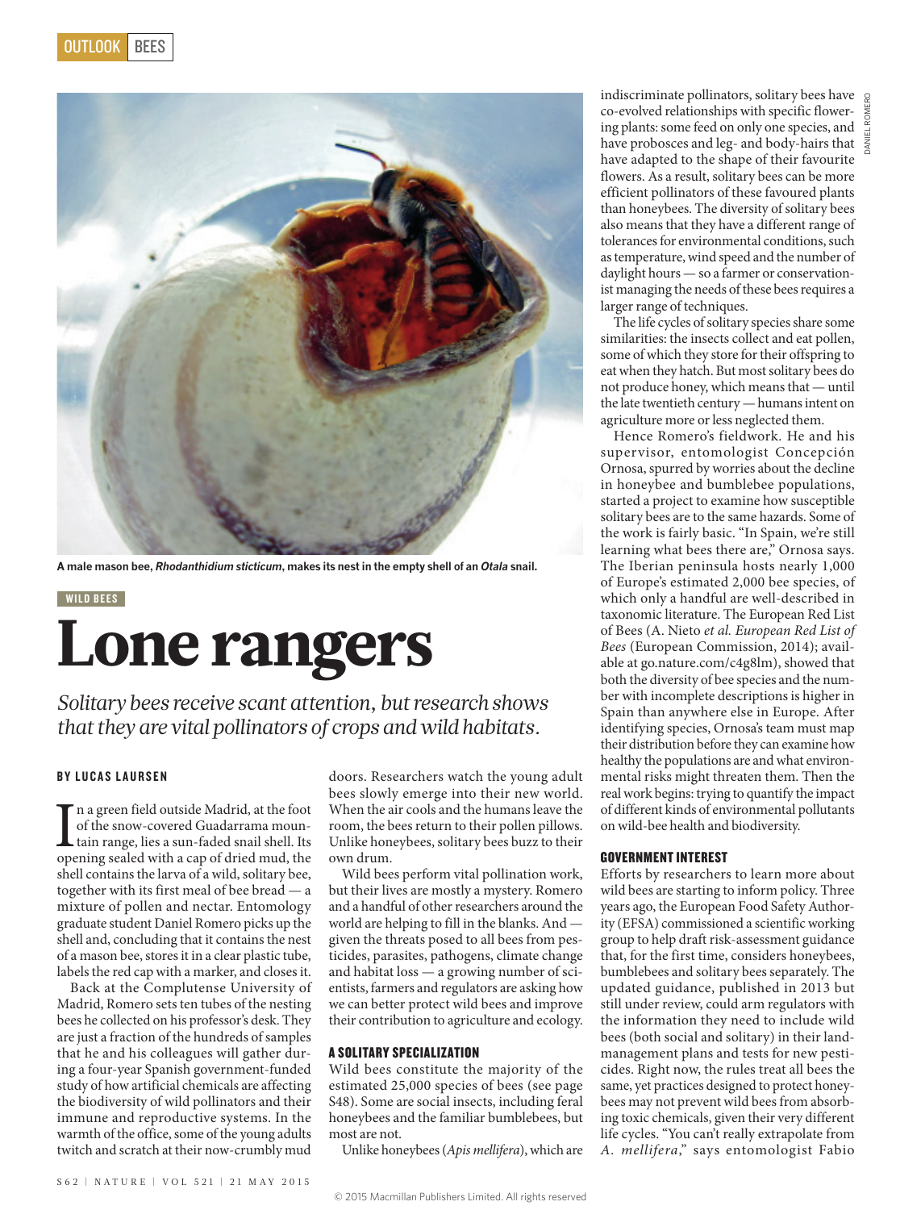A male mason bee, *Rhodanthidium sticticum*, makes its nest in the empty shell of an *Otala* snail.

WILD BEES

# Lone rangers

*Solitary bees receive scant attention, but research shows that they are vital pollinators of crops and wild habitats.*

**BY LUCAS LAURSEN**

In a green field outside Madrid, at the foot of the snow-covered Guadarrama mountain range, lies a sun-faded snail shell. Its opening sealed with a cap of dried mud, the shell contains the larva of a wild, solitary bee, together with its first meal of bee bread — a mixture of pollen and nectar. Entomology graduate student Daniel Romero picks up the shell and, concluding that it contains the nest of a mason bee, stores it in a clear plastic tube, labels the red cap with a marker, and closes it.

Back at the Complutense University of Madrid, Romero sets ten tubes of the nesting bees he collected on his professor's desk. They are just a fraction of the hundreds of samples that he and his colleagues will gather during a four-year Spanish government-funded study of how artificial chemicals are affecting the biodiversity of wild pollinators and their immune and reproductive systems. In the warmth of the office, some of the young adults twitch and scratch at their now-crumbly mud doors. Researchers watch the young adult bees slowly emerge into their new world. When the air cools and the humans leave the room, the bees return to their pollen pillows. Unlike honeybees, solitary bees buzz to their own drum.

Wild bees perform vital pollination work, but their lives are mostly a mystery. Romero and a handful of other researchers around the world are helping to fill in the blanks. And — given the threats posed to all bees from pesticides, parasites, pathogens, climate change and habitat loss — a growing number of scientists, farmers and regulators are asking how we can better protect wild bees and improve their contribution to agriculture and ecology.

## A SOLITARY SPECIALIZATION

Wild bees constitute the majority of the estimated 25,000 species of bees (see page S48). Some are social insects, including feral honeybees and the familiar bumblebees, but most are not.

Unlike honeybees (*Apis mellifera*), which are indiscriminate pollinators, solitary bees have co-evolved relationships with specific flowering plants: some feed on only one species, and have probosces and leg- and body-hairs that have adapted to the shape of their favourite flowers. As a result, solitary bees can be more efficient pollinators of these favoured plants than honeybees. The diversity of solitary bees also means that they have a different range of tolerances for environmental conditions, such as temperature, wind speed and the number of daylight hours — so a farmer or conservationist managing the needs of these bees requires a larger range of techniques.

The life cycles of solitary species share some similarities: the insects collect and eat pollen, some of which they store for their offspring to eat when they hatch. But most solitary bees do not produce honey, which means that — until the late twentieth century — humans intent on agriculture more or less neglected them.

Hence Romero's fieldwork. He and his supervisor, entomologist Concepción Ornosa, spurred by worries about the decline in honeybee and bumblebee populations, started a project to examine how susceptible solitary bees are to the same hazards. Some of the work is fairly basic. "In Spain, we're still learning what bees there are," Ornosa says. The Iberian peninsula hosts nearly 1,000 of Europe's estimated 2,000 bee species, of which only a handful are well-described in taxonomic literature. The European Red List of Bees (A. Nieto *et al. European Red List of Bees* (European Commission, 2014); available at go.nature.com/c4g8lm), showed that both the diversity of bee species and the number with incomplete descriptions is higher in Spain than anywhere else in Europe. After identifying species, Ornosa's team must map their distribution before they can examine how healthy the populations are and what environmental risks might threaten them. Then the real work begins: trying to quantify the impact of different kinds of environmental pollutants on wild-bee health and biodiversity.

## GOVERNMENT INTEREST

Efforts by researchers to learn more about wild bees are starting to inform policy. Three years ago, the European Food Safety Authority (EFSA) commissioned a scientific working group to help draft risk-assessment guidance that, for the first time, considers honeybees, bumblebees and solitary bees separately. The updated guidance, published in 2013 but still under review, could arm regulators with the information they need to include wild bees (both social and solitary) in their land-management plans and tests for new pesticides. Right now, the rules treat all bees the same, yet practices designed to protect honeybees may not prevent wild bees from absorbing toxic chemicals, given their very different life cycles. "You can't really extrapolate from *A. mellifera*," says entomologist Fabio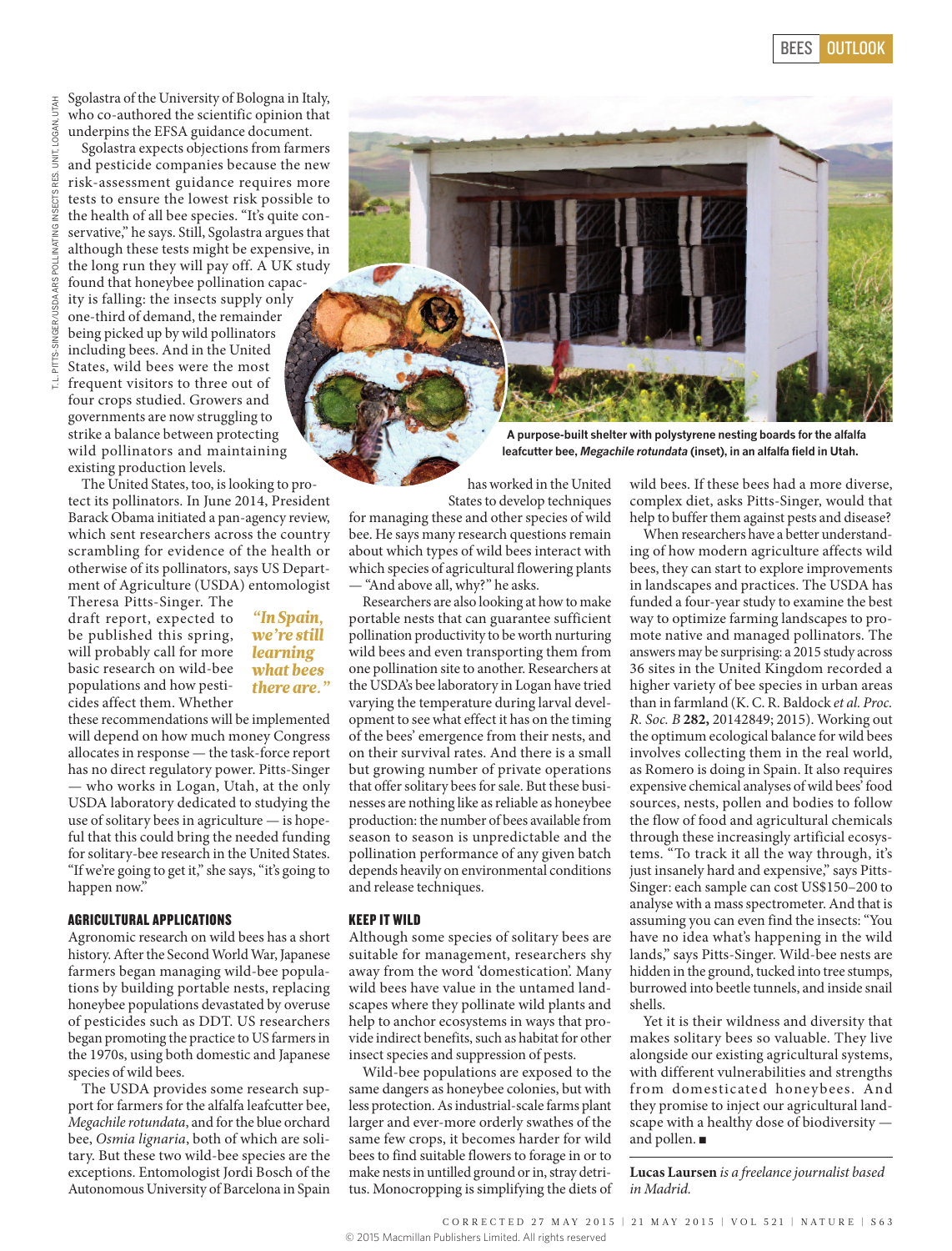Sgolastra of the University of Bologna in Italy, who co-authored the scientific opinion that underpins the EFSA guidance document.

Sgolastra expects objections from farmers and pesticide companies because the new risk-assessment guidance requires more tests to ensure the lowest risk possible to the health of all bee species. "It's quite conservative," he says. Still, Sgolastra argues that although these tests might be expensive, in the long run they will pay off. A UK study found that honeybee pollination capacity is falling: the insects supply only one-third of demand, the remainder being picked up by wild pollinators including bees. And in the United States, wild bees were the most frequent visitors to three out of four crops studied. Growers and governments are now struggling to strike a balance between protecting wild pollinators and maintaining existing production levels.

The United States, too, is looking to protect its pollinators. In June 2014, President Barack Obama initiated a pan-agency review, which sent researchers across the country scrambling for evidence of the health or otherwise of its pollinators, says US Department of Agriculture (USDA) entomologist Theresa Pitts-Singer. The draft report, expected to be published this spring, will probably call for more basic research on wild-bee populations and how pesticides affect them. Whether these recommendations will be implemented will depend on how much money Congress allocates in response — the task-force report has no direct regulatory power. Pitts-Singer — who works in Logan, Utah, at the only USDA laboratory dedicated to studying the use of solitary bees in agriculture — is hopeful that this could bring the needed funding for solitary-bee research in the United States. "If we're going to get it," she says, "it's going to happen now."

*"In Spain, we're still learning what bees there are."*

## AGRICULTURAL APPLICATIONS

Agronomic research on wild bees has a short history. After the Second World War, Japanese farmers began managing wild-bee populations by building portable nests, replacing honeybee populations devastated by overuse of pesticides such as DDT. US researchers began promoting the practice to US farmers in the 1970s, using both domestic and Japanese species of wild bees.

The USDA provides some research support for farmers for the alfalfa leafcutter bee, *Megachile rotundata*, and for the blue orchard bee, *Osmia lignaria*, both of which are solitary. But these two wild-bee species are the exceptions. Entomologist Jordi Bosch of the Autonomous University of Barcelona in Spain has worked in the United States to develop techniques for managing these and other species of wild bee. He says many research questions remain about which types of wild bees interact with which species of agricultural flowering plants — "And above all, why?" he asks.

**A purpose-built shelter with polystyrene nesting boards for the alfalfa leafcutter bee, *Megachile rotundata* (inset), in an alfalfa field in Utah.**

Researchers are also looking at how to make portable nests that can guarantee sufficient pollination productivity to be worth nurturing wild bees and even transporting them from one pollination site to another. Researchers at the USDA's bee laboratory in Logan have tried varying the temperature during larval development to see what effect it has on the timing of the bees' emergence from their nests, and on their survival rates. And there is a small but growing number of private operations that offer solitary bees for sale. But these businesses are nothing like as reliable as honeybee production: the number of bees available from season to season is unpredictable and the pollination performance of any given batch depends heavily on environmental conditions and release techniques.

## KEEP IT WILD

Although some species of solitary bees are suitable for management, researchers shy away from the word 'domestication'. Many wild bees have value in the untamed landscapes where they pollinate wild plants and help to anchor ecosystems in ways that provide indirect benefits, such as habitat for other insect species and suppression of pests.

Wild-bee populations are exposed to the same dangers as honeybee colonies, but with less protection. As industrial-scale farms plant larger and ever-more orderly swathes of the same few crops, it becomes harder for wild bees to find suitable flowers to forage in or to make nests in untilled ground or in, stray detritus. Monocropping is simplifying the diets of wild bees. If these bees had a more diverse, complex diet, asks Pitts-Singer, would that help to buffer them against pests and disease?

When researchers have a better understanding of how modern agriculture affects wild bees, they can start to explore improvements in landscapes and practices. The USDA has funded a four-year study to examine the best way to optimize farming landscapes to promote native and managed pollinators. The answers may be surprising: a 2015 study across 36 sites in the United Kingdom recorded a higher variety of bee species in urban areas than in farmland (K. C. R. Baldock *et al. Proc. R. Soc. B* **282,** 20142849; 2015). Working out the optimum ecological balance for wild bees involves collecting them in the real world, as Romero is doing in Spain. It also requires expensive chemical analyses of wild bees' food sources, nests, pollen and bodies to follow the flow of food and agricultural chemicals through these increasingly artificial ecosystems. "To track it all the way through, it's just insanely hard and expensive," says Pitts-Singer: each sample can cost US$150–200 to analyse with a mass spectrometer. And that is assuming you can even find the insects: "You have no idea what's happening in the wild lands," says Pitts-Singer. Wild-bee nests are hidden in the ground, tucked into tree stumps, burrowed into beetle tunnels, and inside snail shells.

Yet it is their wildness and diversity that makes solitary bees so valuable. They live alongside our existing agricultural systems, with different vulnerabilities and strengths from domesticated honeybees. And they promise to inject our agricultural landscape with a healthy dose of biodiversity — and pollen. ■

**Lucas Laursen** *is a freelance journalist based in Madrid.*